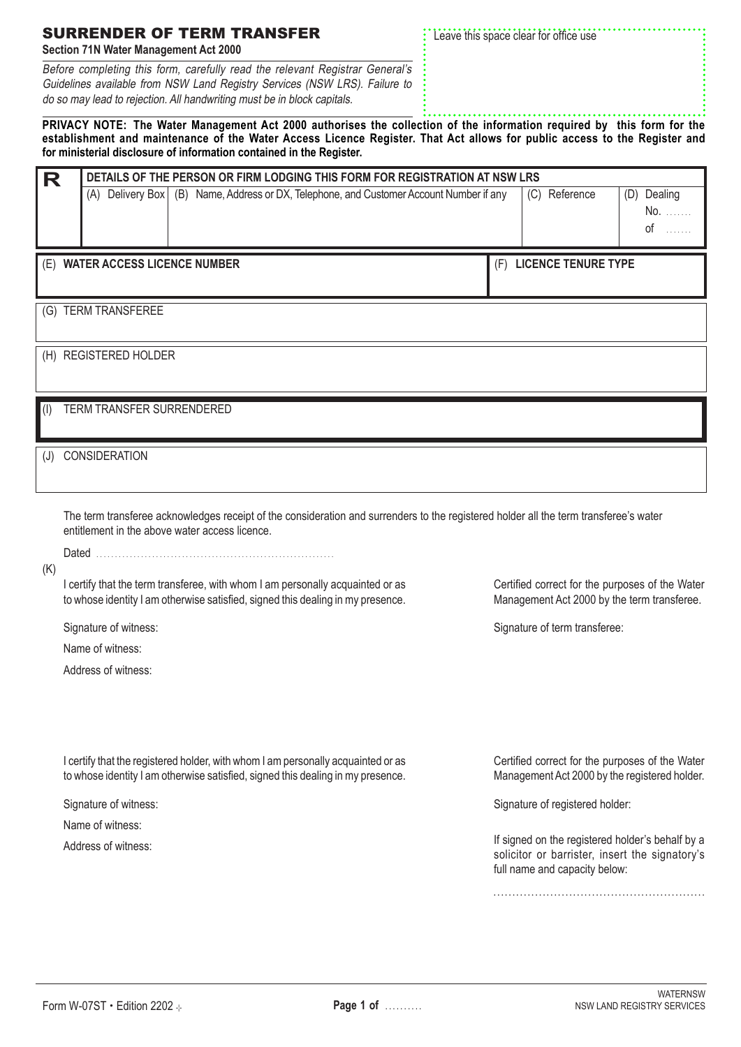# SURRENDER OF TERM TRANSFER

**Section 71N Water Management Act 2000**

*Before completing this form, carefully read the relevant Registrar General's Guidelines available from NSW Land Registry Services (NSW LRS). Failure to do so may lead to rejection. All handwriting must be in block capitals.*

Leave this space clear for office use

**PRIVACY NOTE: The Water Management Act 2000 authorises the collection of the information required by this form for the establishment and maintenance of the Water Access Licence Register. That Act allows for public access to the Register and for ministerial disclosure of information contained in the Register.**

| R | DETAILS OF THE PERSON OR FIRM LODGING THIS FORM FOR REGISTRATION AT NSW LRS | | | |
|---|---|---|---|---|
| | (A) Delivery Box | (B) Name, Address or DX, Telephone, and Customer Account Number if any | (C) Reference | (D) Dealing No. ....... of ....... |

| (E) WATER ACCESS LICENCE NUMBER | (F) LICENCE TENURE TYPE |
|---|---|
| | |

(G) TERM TRANSFEREE

(H) REGISTERED HOLDER

(I) TERM TRANSFER SURRENDERED

(J) CONSIDERATION

(K)

The term transferee acknowledges receipt of the consideration and surrenders to the registered holder all the term transferee's water entitlement in the above water access licence.

Dated ..............................................................

I certify that the term transferee, with whom I am personally acquainted or as to whose identity I am otherwise satisfied, signed this dealing in my presence.

Signature of witness:

Name of witness:

Address of witness:

Certified correct for the purposes of the Water Management Act 2000 by the term transferee.

Signature of term transferee:

I certify that the registered holder, with whom I am personally acquainted or as to whose identity I am otherwise satisfied, signed this dealing in my presence.

Signature of witness:

Name of witness:

Address of witness:

Certified correct for the purposes of the Water Management Act 2000 by the registered holder.

Signature of registered holder:

If signed on the registered holder's behalf by a solicitor or barrister, insert the signatory's full name and capacity below:

......................................................

Form W-07ST • Edition 2202

WATERNSW
NSW LAND REGISTRY SERVICES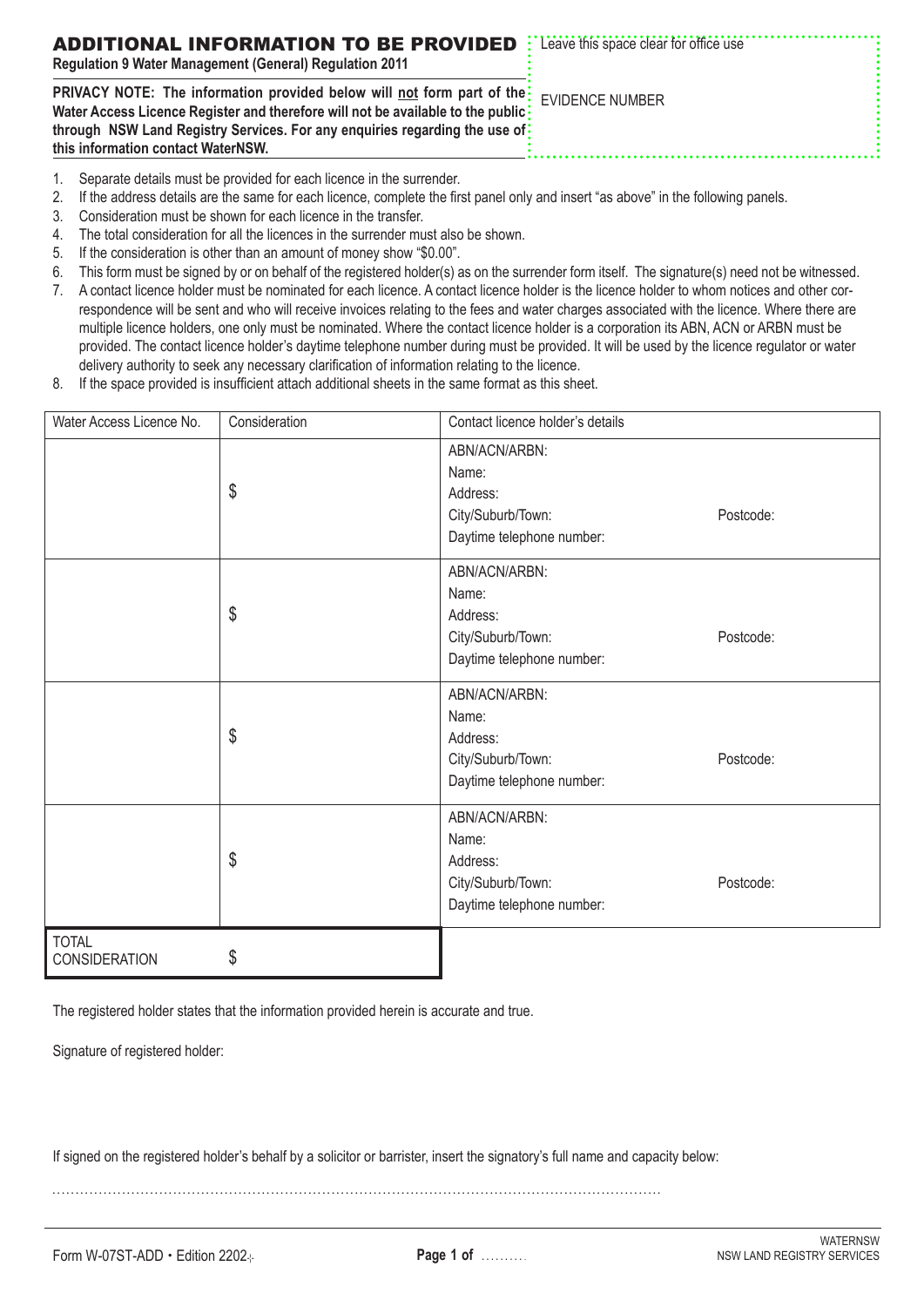# ADDITIONAL INFORMATION TO BE PROVIDED

**Regulation 9 Water Management (General) Regulation 2011**

Leave this space clear for office use

EVIDENCE NUMBER

**PRIVACY NOTE: The information provided below will not form part of the Water Access Licence Register and therefore will not be available to the public through NSW Land Registry Services. For any enquiries regarding the use of this information contact WaterNSW.**

1. Separate details must be provided for each licence in the surrender.
2. If the address details are the same for each licence, complete the first panel only and insert "as above" in the following panels.
3. Consideration must be shown for each licence in the transfer.
4. The total consideration for all the licences in the surrender must also be shown.
5. If the consideration is other than an amount of money show "$0.00".
6. This form must be signed by or on behalf of the registered holder(s) as on the surrender form itself. The signature(s) need not be witnessed.
7. A contact licence holder must be nominated for each licence. A contact licence holder is the licence holder to whom notices and other correspondence will be sent and who will receive invoices relating to the fees and water charges associated with the licence. Where there are multiple licence holders, one only must be nominated. Where the contact licence holder is a corporation its ABN, ACN or ARBN must be provided. The contact licence holder's daytime telephone number during must be provided. It will be used by the licence regulator or water delivery authority to seek any necessary clarification of information relating to the licence.
8. If the space provided is insufficient attach additional sheets in the same format as this sheet.

| Water Access Licence No. | Consideration | Contact licence holder's details |
|---|---|---|
| | $ | ABN/ACN/ARBN:<br>Name:<br>Address:<br>City/Suburb/Town: Postcode:<br>Daytime telephone number: |
| | $ | ABN/ACN/ARBN:<br>Name:<br>Address:<br>City/Suburb/Town: Postcode:<br>Daytime telephone number: |
| | $ | ABN/ACN/ARBN:<br>Name:<br>Address:<br>City/Suburb/Town: Postcode:<br>Daytime telephone number: |
| | $ | ABN/ACN/ARBN:<br>Name:<br>Address:<br>City/Suburb/Town: Postcode:<br>Daytime telephone number: |
| TOTAL CONSIDERATION | $ | |

The registered holder states that the information provided herein is accurate and true.

Signature of registered holder:

If signed on the registered holder's behalf by a solicitor or barrister, insert the signatory's full name and capacity below:

.......................................................................................................................

Form W-07ST-ADD • Edition 2202

WATERNSW
NSW LAND REGISTRY SERVICES